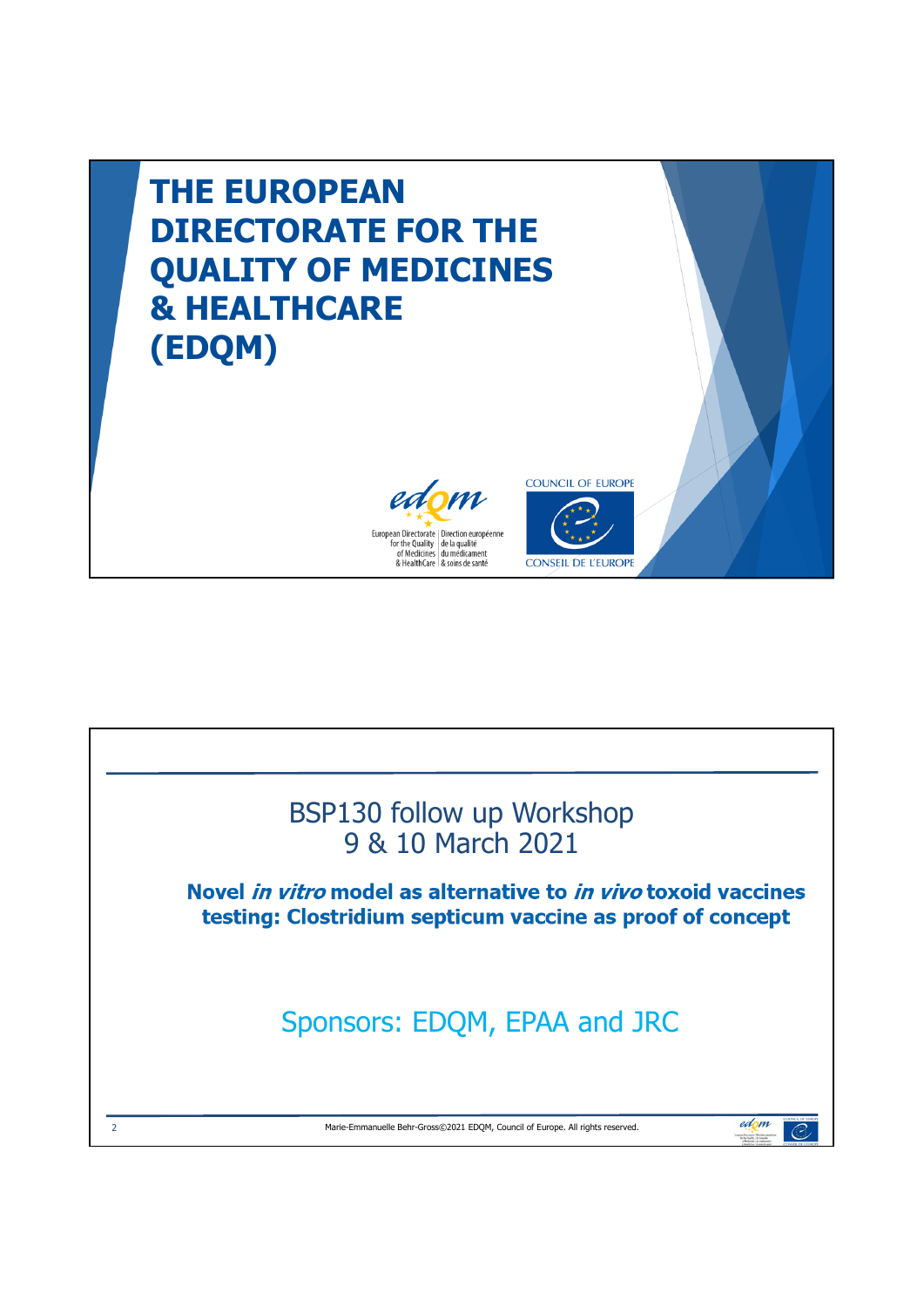# THE EUROPEAN DIRECTORATE FOR THE QUALITY OF MEDICINES & HEALTHCARE (EDQM)

European Directorate for the Quality of Medicines & HealthCare | Direction européenne de la qualité du médicament & soins de santé

COUNCIL OF EUROPE
CONSEIL DE L'EUROPE

---

## BSP130 follow up Workshop
## 9 & 10 March 2021

**Novel *in vitro* model as alternative to *in vivo* toxoid vaccines testing: Clostridium septicum vaccine as proof of concept**

Sponsors: EDQM, EPAA and JRC

Marie-Emmanuelle Behr-Gross©2021 EDQM, Council of Europe. All rights reserved.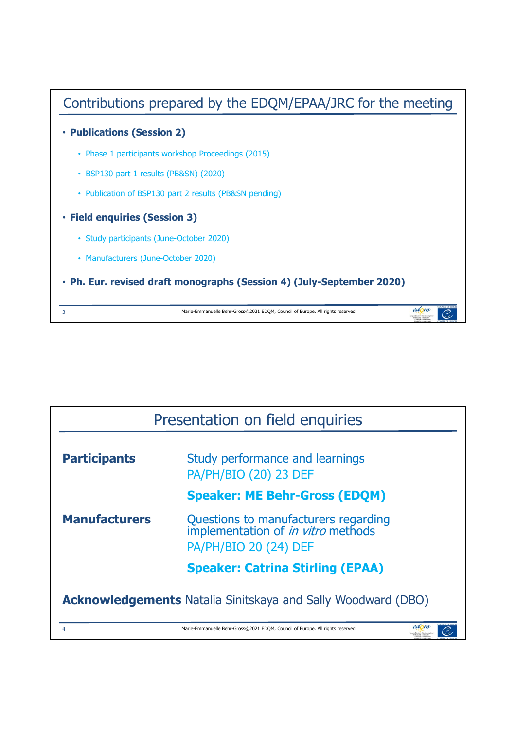## Contributions prepared by the EDQM/EPAA/JRC for the meeting

- **Publications (Session 2)**
  - Phase 1 participants workshop Proceedings (2015)
  - BSP130 part 1 results (PB&SN) (2020)
  - Publication of BSP130 part 2 results (PB&SN pending)
- **Field enquiries (Session 3)**
  - Study participants (June-October 2020)
  - Manufacturers (June-October 2020)
- **Ph. Eur. revised draft monographs (Session 4) (July-September 2020)**

## Presentation on field enquiries

| | |
|---|---|
| **Participants** | Study performance and learnings<br>PA/PH/BIO (20) 23 DEF<br>**Speaker: ME Behr-Gross (EDQM)** |
| **Manufacturers** | Questions to manufacturers regarding implementation of *in vitro* methods<br>PA/PH/BIO 20 (24) DEF<br>**Speaker: Catrina Stirling (EPAA)** |

**Acknowledgements** Natalia Sinitskaya and Sally Woodward (DBO)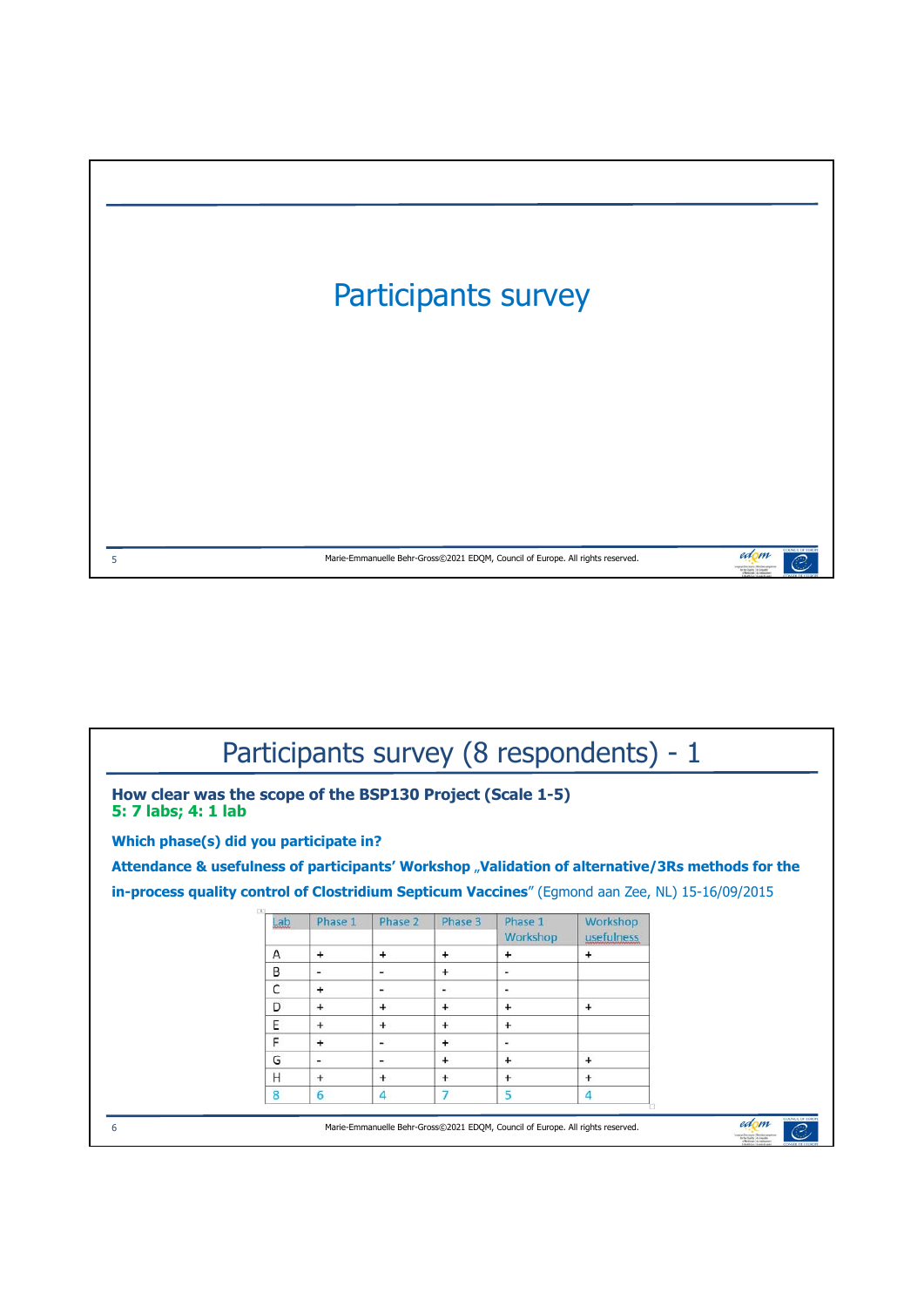# Participants survey

# Participants survey (8 respondents) - 1

**How clear was the scope of the BSP130 Project (Scale 1-5)**
**5: 7 labs; 4: 1 lab**

**Which phase(s) did you participate in?**

**Attendance & usefulness of participants' Workshop „Validation of alternative/3Rs methods for the in-process quality control of Clostridium Septicum Vaccines"** (Egmond aan Zee, NL) 15-16/09/2015

| Lab | Phase 1 | Phase 2 | Phase 3 | Phase 1 Workshop | Workshop usefulness |
|---|---|---|---|---|---|
| A | + | + | + | + | + |
| B | - | - | + | - | |
| C | + | - | - | - | |
| D | + | + | + | + | + |
| E | + | + | + | + | |
| F | + | - | + | - | |
| G | - | - | + | + | + |
| H | + | + | + | + | + |
| 8 | 6 | 4 | 7 | 5 | 4 |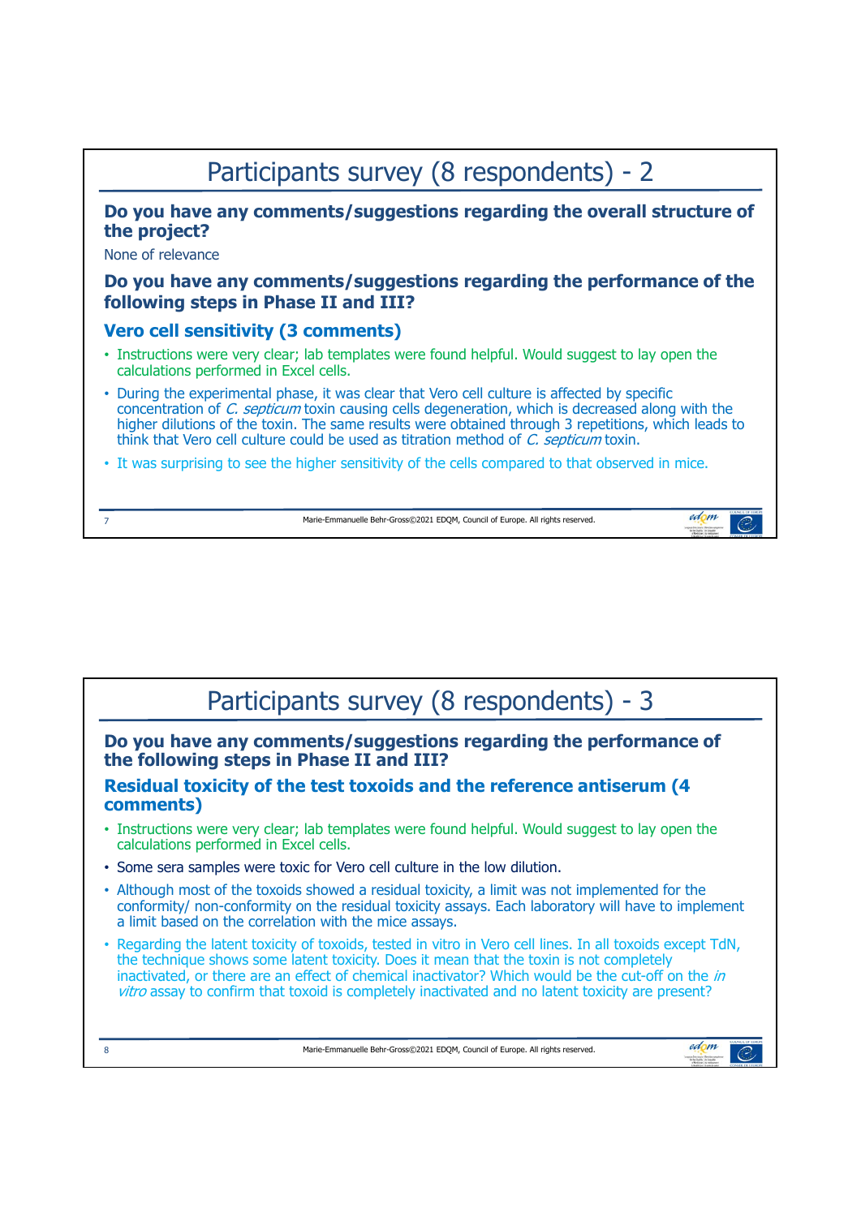## Participants survey (8 respondents) - 2

### Do you have any comments/suggestions regarding the overall structure of the project?

None of relevance

### Do you have any comments/suggestions regarding the performance of the following steps in Phase II and III?

#### Vero cell sensitivity (3 comments)

- Instructions were very clear; lab templates were found helpful. Would suggest to lay open the calculations performed in Excel cells.
- During the experimental phase, it was clear that Vero cell culture is affected by specific concentration of *C. septicum* toxin causing cells degeneration, which is decreased along with the higher dilutions of the toxin. The same results were obtained through 3 repetitions, which leads to think that Vero cell culture could be used as titration method of *C. septicum* toxin.
- It was surprising to see the higher sensitivity of the cells compared to that observed in mice.

## Participants survey (8 respondents) - 3

### Do you have any comments/suggestions regarding the performance of the following steps in Phase II and III?

#### Residual toxicity of the test toxoids and the reference antiserum (4 comments)

- Instructions were very clear; lab templates were found helpful. Would suggest to lay open the calculations performed in Excel cells.
- Some sera samples were toxic for Vero cell culture in the low dilution.
- Although most of the toxoids showed a residual toxicity, a limit was not implemented for the conformity/ non-conformity on the residual toxicity assays. Each laboratory will have to implement a limit based on the correlation with the mice assays.
- Regarding the latent toxicity of toxoids, tested in vitro in Vero cell lines. In all toxoids except TdN, the technique shows some latent toxicity. Does it mean that the toxin is not completely inactivated, or there are an effect of chemical inactivator? Which would be the cut-off on the *in vitro* assay to confirm that toxoid is completely inactivated and no latent toxicity are present?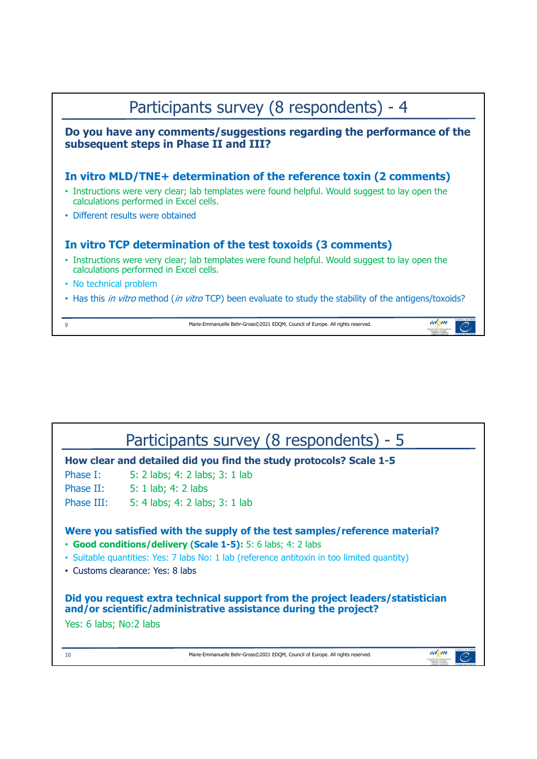# Participants survey (8 respondents) - 4

## Do you have any comments/suggestions regarding the performance of the subsequent steps in Phase II and III?

### In vitro MLD/TNE+ determination of the reference toxin (2 comments)

- Instructions were very clear; lab templates were found helpful. Would suggest to lay open the calculations performed in Excel cells.
- Different results were obtained

### In vitro TCP determination of the test toxoids (3 comments)

- Instructions were very clear; lab templates were found helpful. Would suggest to lay open the calculations performed in Excel cells.
- No technical problem
- Has this *in vitro* method (*in vitro* TCP) been evaluate to study the stability of the antigens/toxoids?

# Participants survey (8 respondents) - 5

## How clear and detailed did you find the study protocols? Scale 1-5

Phase I: 5: 2 labs; 4: 2 labs; 3: 1 lab

Phase II: 5: 1 lab; 4: 2 labs

Phase III: 5: 4 labs; 4: 2 labs; 3: 1 lab

## Were you satisfied with the supply of the test samples/reference material?

- **Good conditions/delivery (Scale 1-5):** 5: 6 labs; 4: 2 labs
- Suitable quantities: Yes: 7 labs No: 1 lab (reference antitoxin in too limited quantity)
- Customs clearance: Yes: 8 labs

## Did you request extra technical support from the project leaders/statistician and/or scientific/administrative assistance during the project?

Yes: 6 labs; No:2 labs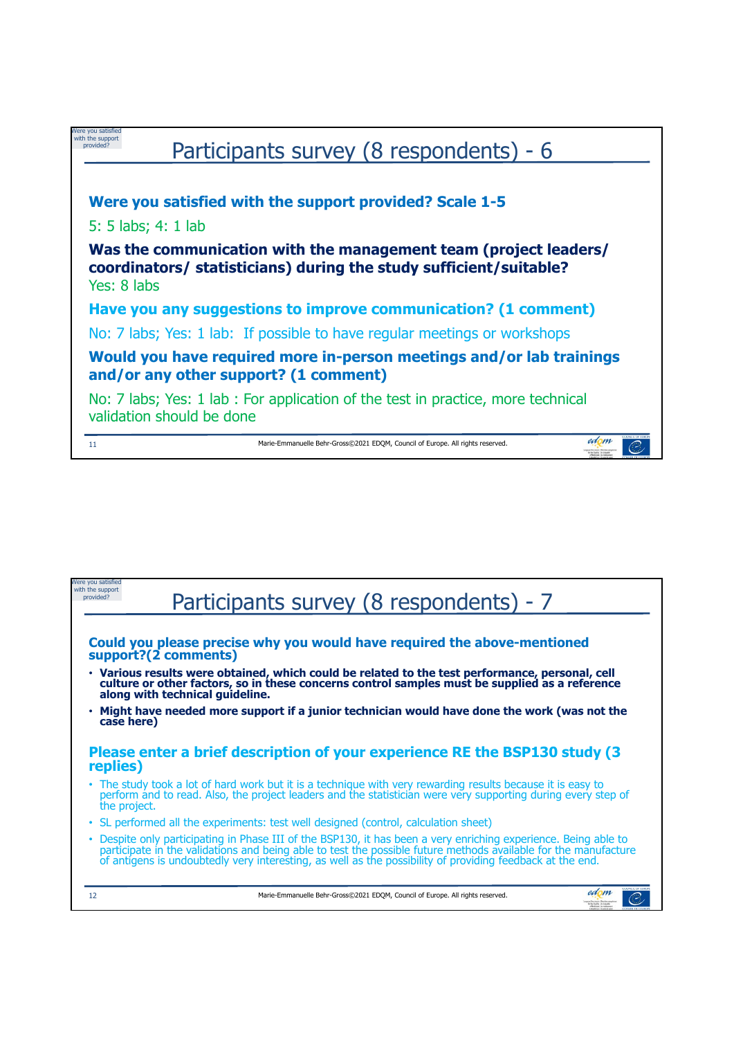## Participants survey (8 respondents) - 6

**Were you satisfied with the support provided? Scale 1-5**

5: 5 labs; 4: 1 lab

**Was the communication with the management team (project leaders/ coordinators/ statisticians) during the study sufficient/suitable?**

Yes: 8 labs

**Have you any suggestions to improve communication? (1 comment)**

No: 7 labs; Yes: 1 lab: If possible to have regular meetings or workshops

**Would you have required more in-person meetings and/or lab trainings and/or any other support? (1 comment)**

No: 7 labs; Yes: 1 lab : For application of the test in practice, more technical validation should be done

## Participants survey (8 respondents) - 7

**Could you please precise why you would have required the above-mentioned support?(2 comments)**

- **Various results were obtained, which could be related to the test performance, personal, cell culture or other factors, so in these concerns control samples must be supplied as a reference along with technical guideline.**
- **Might have needed more support if a junior technician would have done the work (was not the case here)**

**Please enter a brief description of your experience RE the BSP130 study (3 replies)**

- The study took a lot of hard work but it is a technique with very rewarding results because it is easy to perform and to read. Also, the project leaders and the statistician were very supporting during every step of the project.
- SL performed all the experiments: test well designed (control, calculation sheet)
- Despite only participating in Phase III of the BSP130, it has been a very enriching experience. Being able to participate in the validations and being able to test the possible future methods available for the manufacture of antigens is undoubtedly very interesting, as well as the possibility of providing feedback at the end.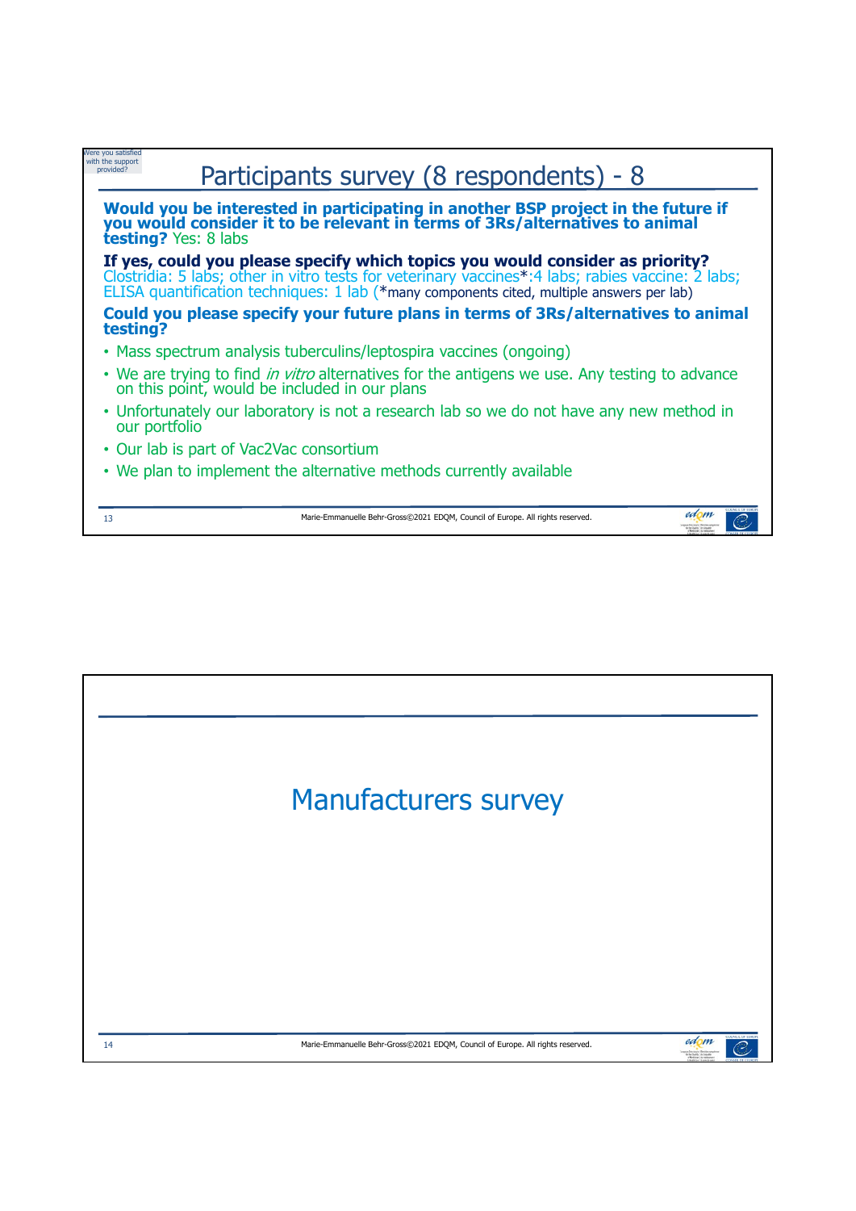Were you satisfied with the support provided?

## Participants survey (8 respondents) - 8

**Would you be interested in participating in another BSP project in the future if you would consider it to be relevant in terms of 3Rs/alternatives to animal testing?** Yes: 8 labs

**If yes, could you please specify which topics you would consider as priority?**
Clostridia: 5 labs; other in vitro tests for veterinary vaccines*:4 labs; rabies vaccine: 2 labs; ELISA quantification techniques: 1 lab (*many components cited, multiple answers per lab)

**Could you please specify your future plans in terms of 3Rs/alternatives to animal testing?**

- Mass spectrum analysis tuberculins/leptospira vaccines (ongoing)
- We are trying to find *in vitro* alternatives for the antigens we use. Any testing to advance on this point, would be included in our plans
- Unfortunately our laboratory is not a research lab so we do not have any new method in our portfolio
- Our lab is part of Vac2Vac consortium
- We plan to implement the alternative methods currently available

## Manufacturers survey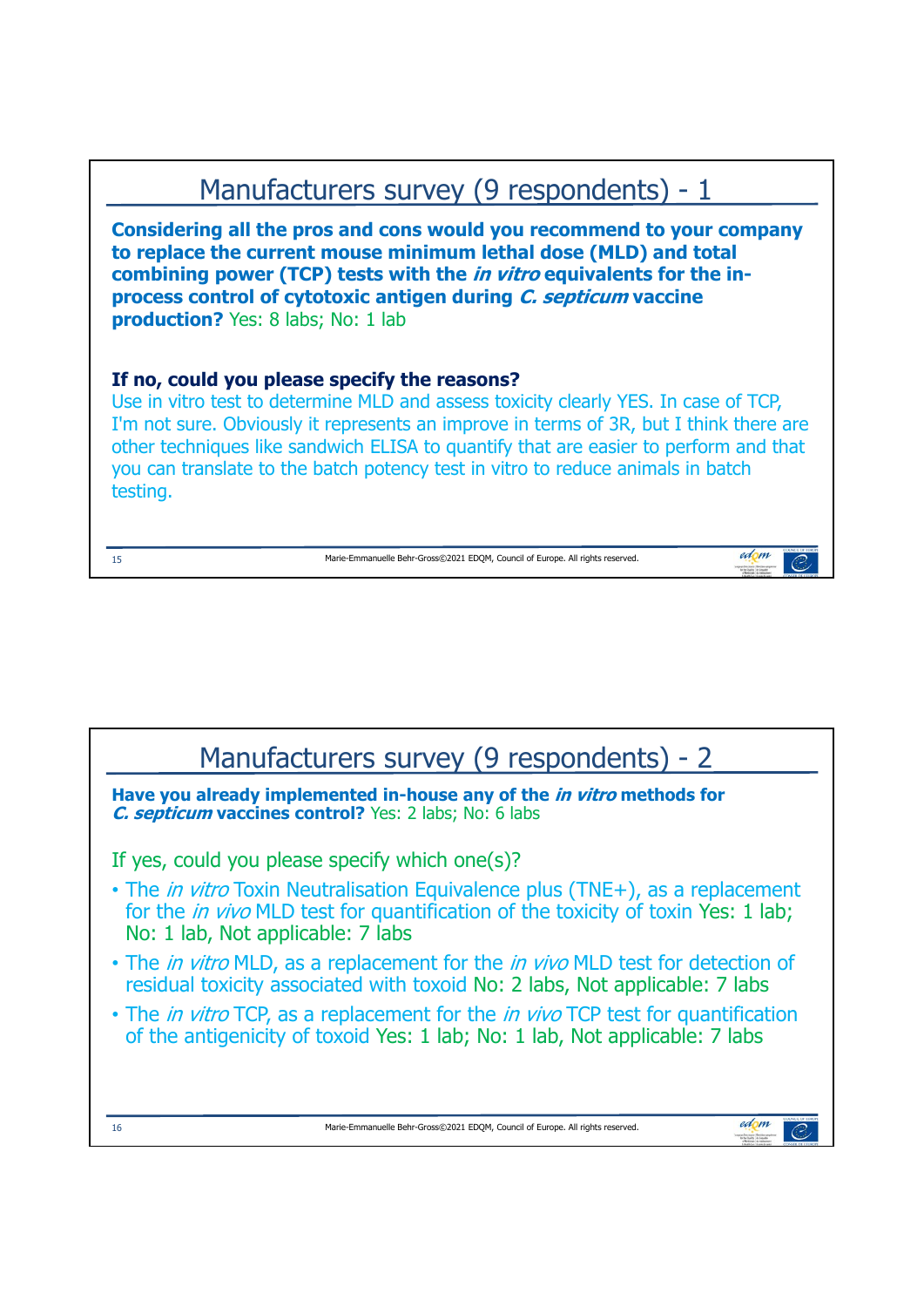## Manufacturers survey (9 respondents) - 1

**Considering all the pros and cons would you recommend to your company to replace the current mouse minimum lethal dose (MLD) and total combining power (TCP) tests with the *in vitro* equivalents for the in-process control of cytotoxic antigen during *C. septicum* vaccine production?** Yes: 8 labs; No: 1 lab

**If no, could you please specify the reasons?**

Use in vitro test to determine MLD and assess toxicity clearly YES. In case of TCP, I'm not sure. Obviously it represents an improve in terms of 3R, but I think there are other techniques like sandwich ELISA to quantify that are easier to perform and that you can translate to the batch potency test in vitro to reduce animals in batch testing.

Marie-Emmanuelle Behr-Gross©2021 EDQM, Council of Europe. All rights reserved.

## Manufacturers survey (9 respondents) - 2

**Have you already implemented in-house any of the *in vitro* methods for *C. septicum* vaccines control?** Yes: 2 labs; No: 6 labs

If yes, could you please specify which one(s)?

- The *in vitro* Toxin Neutralisation Equivalence plus (TNE+), as a replacement for the *in vivo* MLD test for quantification of the toxicity of toxin Yes: 1 lab; No: 1 lab, Not applicable: 7 labs
- The *in vitro* MLD, as a replacement for the *in vivo* MLD test for detection of residual toxicity associated with toxoid No: 2 labs, Not applicable: 7 labs
- The *in vitro* TCP, as a replacement for the *in vivo* TCP test for quantification of the antigenicity of toxoid Yes: 1 lab; No: 1 lab, Not applicable: 7 labs

Marie-Emmanuelle Behr-Gross©2021 EDQM, Council of Europe. All rights reserved.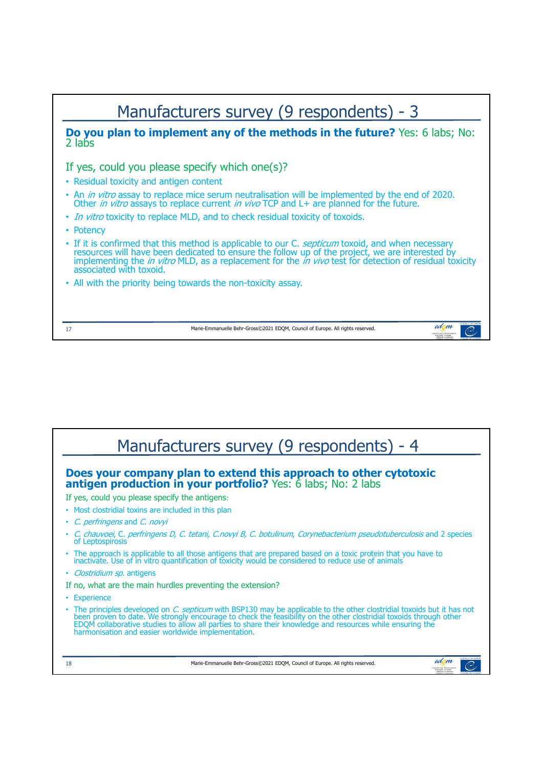# Manufacturers survey (9 respondents) - 3

**Do you plan to implement any of the methods in the future?** Yes: 6 labs; No: 2 labs

If yes, could you please specify which one(s)?

- Residual toxicity and antigen content
- An *in vitro* assay to replace mice serum neutralisation will be implemented by the end of 2020. Other *in vitro* assays to replace current *in vivo* TCP and L+ are planned for the future.
- *In vitro* toxicity to replace MLD, and to check residual toxicity of toxoids.
- Potency
- If it is confirmed that this method is applicable to our C. *septicum* toxoid, and when necessary resources will have been dedicated to ensure the follow up of the project, we are interested by implementing the *in vitro* MLD, as a replacement for the *in vivo* test for detection of residual toxicity associated with toxoid.
- All with the priority being towards the non-toxicity assay.

# Manufacturers survey (9 respondents) - 4

**Does your company plan to extend this approach to other cytotoxic antigen production in your portfolio?** Yes: 6 labs; No: 2 labs

If yes, could you please specify the antigens:

- Most clostridial toxins are included in this plan
- *C. perfringens* and *C. novyi*
- *C. chauvoei*, C. *perfringens D, C. tetani, C.novyi B, C. botulinum, Corynebacterium pseudotuberculosis* and 2 species of Leptospirosis
- The approach is applicable to all those antigens that are prepared based on a toxic protein that you have to inactivate. Use of in vitro quantification of toxicity would be considered to reduce use of animals
- *Clostridium sp.* antigens

If no, what are the main hurdles preventing the extension?

- Experience
- The principles developed on *C. septicum* with BSP130 may be applicable to the other clostridial toxoids but it has not been proven to date. We strongly encourage to check the feasibility on the other clostridial toxoids through other EDQM collaborative studies to allow all parties to share their knowledge and resources while ensuring the harmonisation and easier worldwide implementation.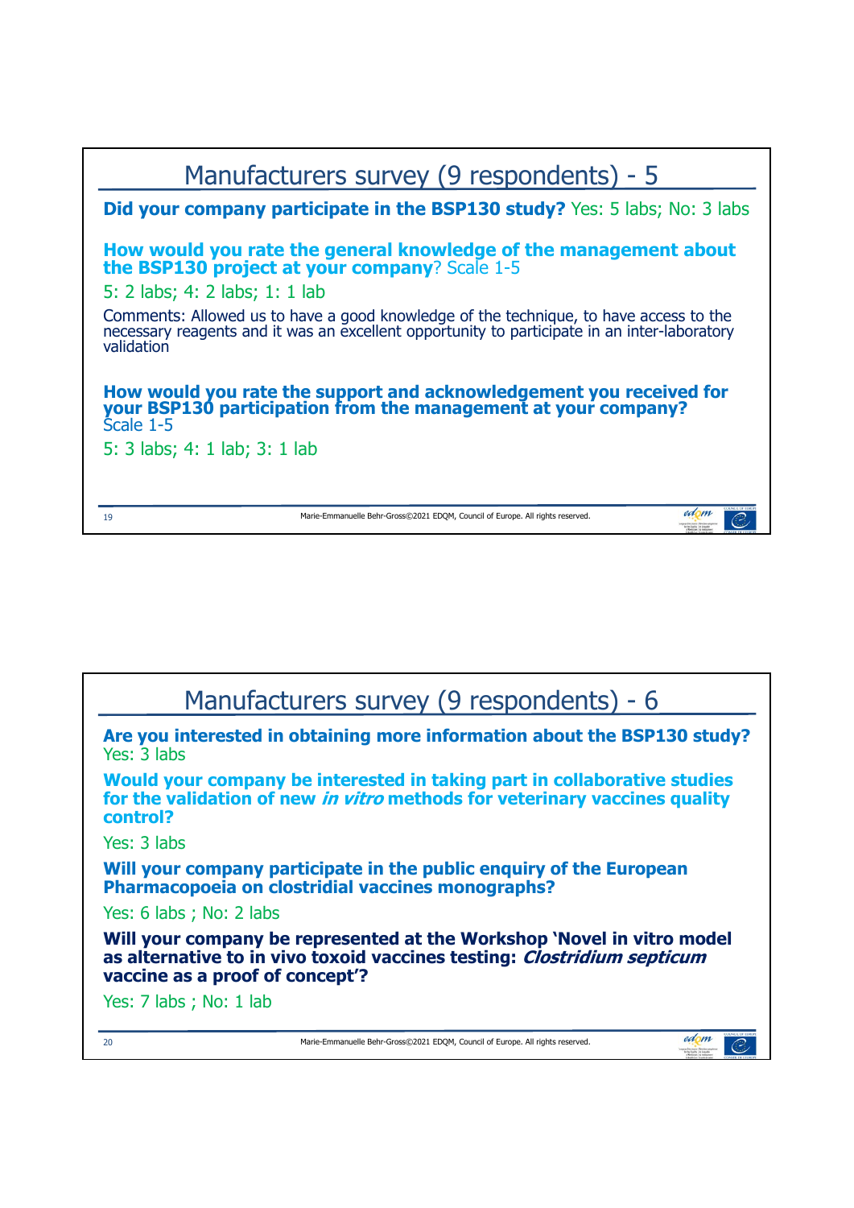## Manufacturers survey (9 respondents) - 5

**Did your company participate in the BSP130 study?** Yes: 5 labs; No: 3 labs

**How would you rate the general knowledge of the management about the BSP130 project at your company**? Scale 1-5

5: 2 labs; 4: 2 labs; 1: 1 lab

Comments: Allowed us to have a good knowledge of the technique, to have access to the necessary reagents and it was an excellent opportunity to participate in an inter-laboratory validation

**How would you rate the support and acknowledgement you received for your BSP130 participation from the management at your company?** Scale 1-5

5: 3 labs; 4: 1 lab; 3: 1 lab

## Manufacturers survey (9 respondents) - 6

**Are you interested in obtaining more information about the BSP130 study?** Yes: 3 labs

**Would your company be interested in taking part in collaborative studies for the validation of new *in vitro* methods for veterinary vaccines quality control?**

Yes: 3 labs

**Will your company participate in the public enquiry of the European Pharmacopoeia on clostridial vaccines monographs?**

Yes: 6 labs ; No: 2 labs

**Will your company be represented at the Workshop 'Novel in vitro model as alternative to in vivo toxoid vaccines testing: *Clostridium septicum* vaccine as a proof of concept'?**

Yes: 7 labs ; No: 1 lab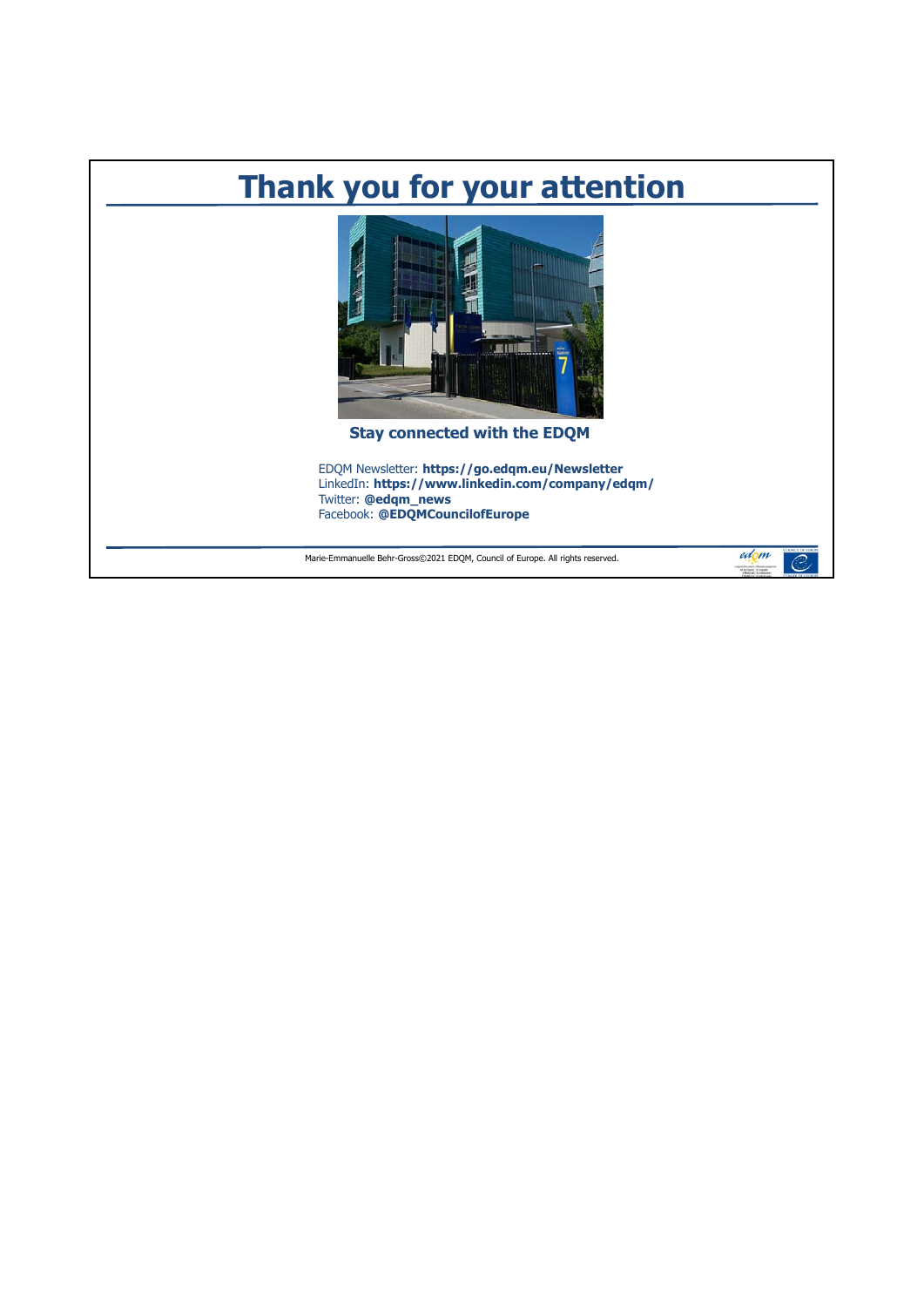# Thank you for your attention

**Stay connected with the EDQM**

EDQM Newsletter: **https://go.edqm.eu/Newsletter**
LinkedIn: **https://www.linkedin.com/company/edqm/**
Twitter: **@edqm_news**
Facebook: **@EDQMCouncilofEurope**

Marie-Emmanuelle Behr-Gross©2021 EDQM, Council of Europe. All rights reserved.